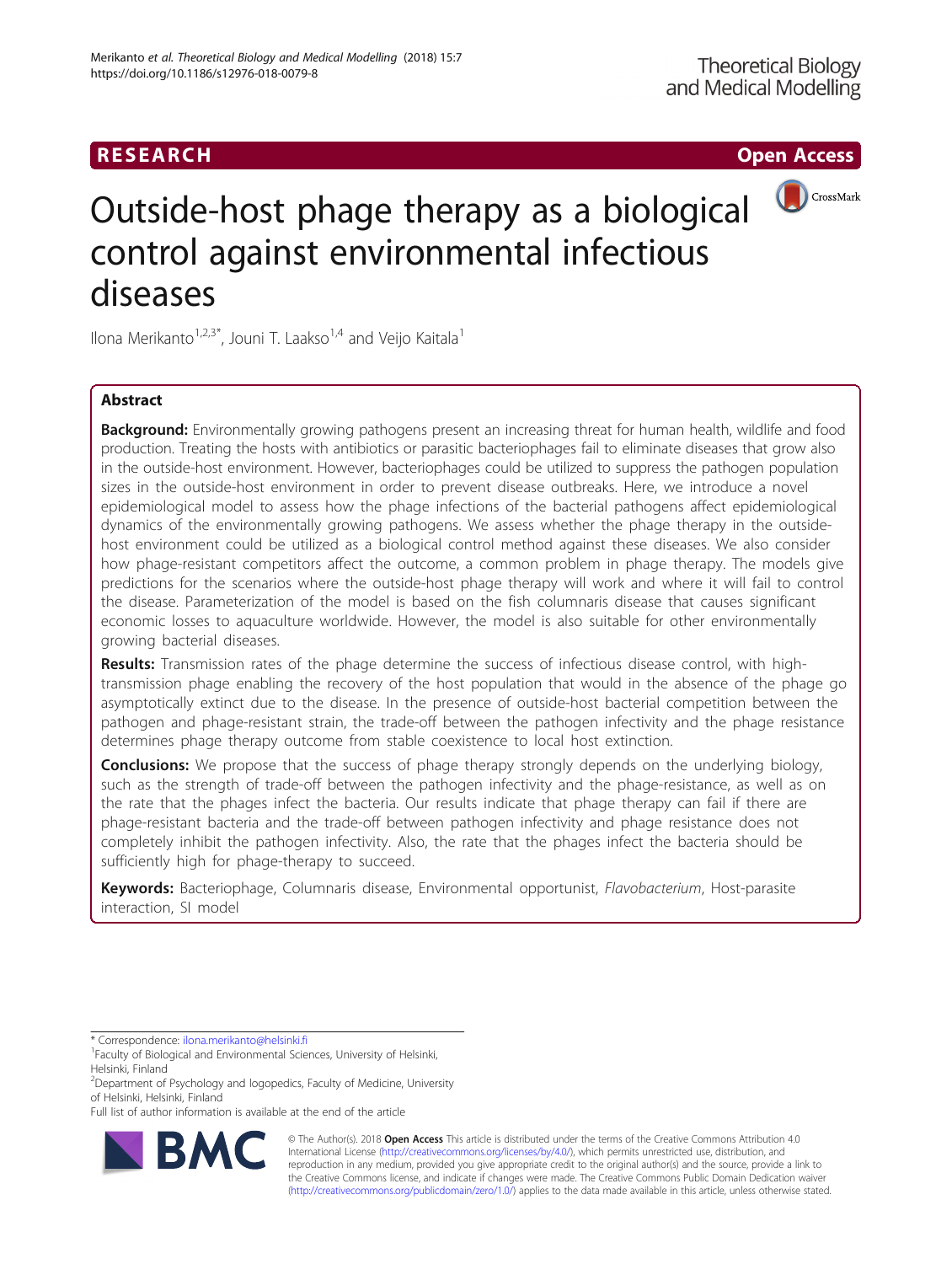RESEARCH

Open Access

# Outside-host phage therapy as a biological control against environmental infectious diseases

Ilona Merikanto[1,2,3*], Jouni T. Laakso[1,4] and Veijo Kaitala[1]

## Abstract

**Background:** Environmentally growing pathogens present an increasing threat for human health, wildlife and food production. Treating the hosts with antibiotics or parasitic bacteriophages fail to eliminate diseases that grow also in the outside-host environment. However, bacteriophages could be utilized to suppress the pathogen population sizes in the outside-host environment in order to prevent disease outbreaks. Here, we introduce a novel epidemiological model to assess how the phage infections of the bacterial pathogens affect epidemiological dynamics of the environmentally growing pathogens. We assess whether the phage therapy in the outside-host environment could be utilized as a biological control method against these diseases. We also consider how phage-resistant competitors affect the outcome, a common problem in phage therapy. The models give predictions for the scenarios where the outside-host phage therapy will work and where it will fail to control the disease. Parameterization of the model is based on the fish columnaris disease that causes significant economic losses to aquaculture worldwide. However, the model is also suitable for other environmentally growing bacterial diseases.

**Results:** Transmission rates of the phage determine the success of infectious disease control, with high-transmission phage enabling the recovery of the host population that would in the absence of the phage go asymptotically extinct due to the disease. In the presence of outside-host bacterial competition between the pathogen and phage-resistant strain, the trade-off between the pathogen infectivity and the phage resistance determines phage therapy outcome from stable coexistence to local host extinction.

**Conclusions:** We propose that the success of phage therapy strongly depends on the underlying biology, such as the strength of trade-off between the pathogen infectivity and the phage-resistance, as well as on the rate that the phages infect the bacteria. Our results indicate that phage therapy can fail if there are phage-resistant bacteria and the trade-off between pathogen infectivity and phage resistance does not completely inhibit the pathogen infectivity. Also, the rate that the phages infect the bacteria should be sufficiently high for phage-therapy to succeed.

**Keywords:** Bacteriophage, Columnaris disease, Environmental opportunist, *Flavobacterium*, Host-parasite interaction, SI model

---

\* Correspondence: ilona.merikanto@helsinki.fi

[1]Faculty of Biological and Environmental Sciences, University of Helsinki, Helsinki, Finland

[2]Department of Psychology and logopedics, Faculty of Medicine, University of Helsinki, Helsinki, Finland

Full list of author information is available at the end of the article

© The Author(s). 2018 **Open Access** This article is distributed under the terms of the Creative Commons Attribution 4.0 International License (http://creativecommons.org/licenses/by/4.0/), which permits unrestricted use, distribution, and reproduction in any medium, provided you give appropriate credit to the original author(s) and the source, provide a link to the Creative Commons license, and indicate if changes were made. The Creative Commons Public Domain Dedication waiver (http://creativecommons.org/publicdomain/zero/1.0/) applies to the data made available in this article, unless otherwise stated.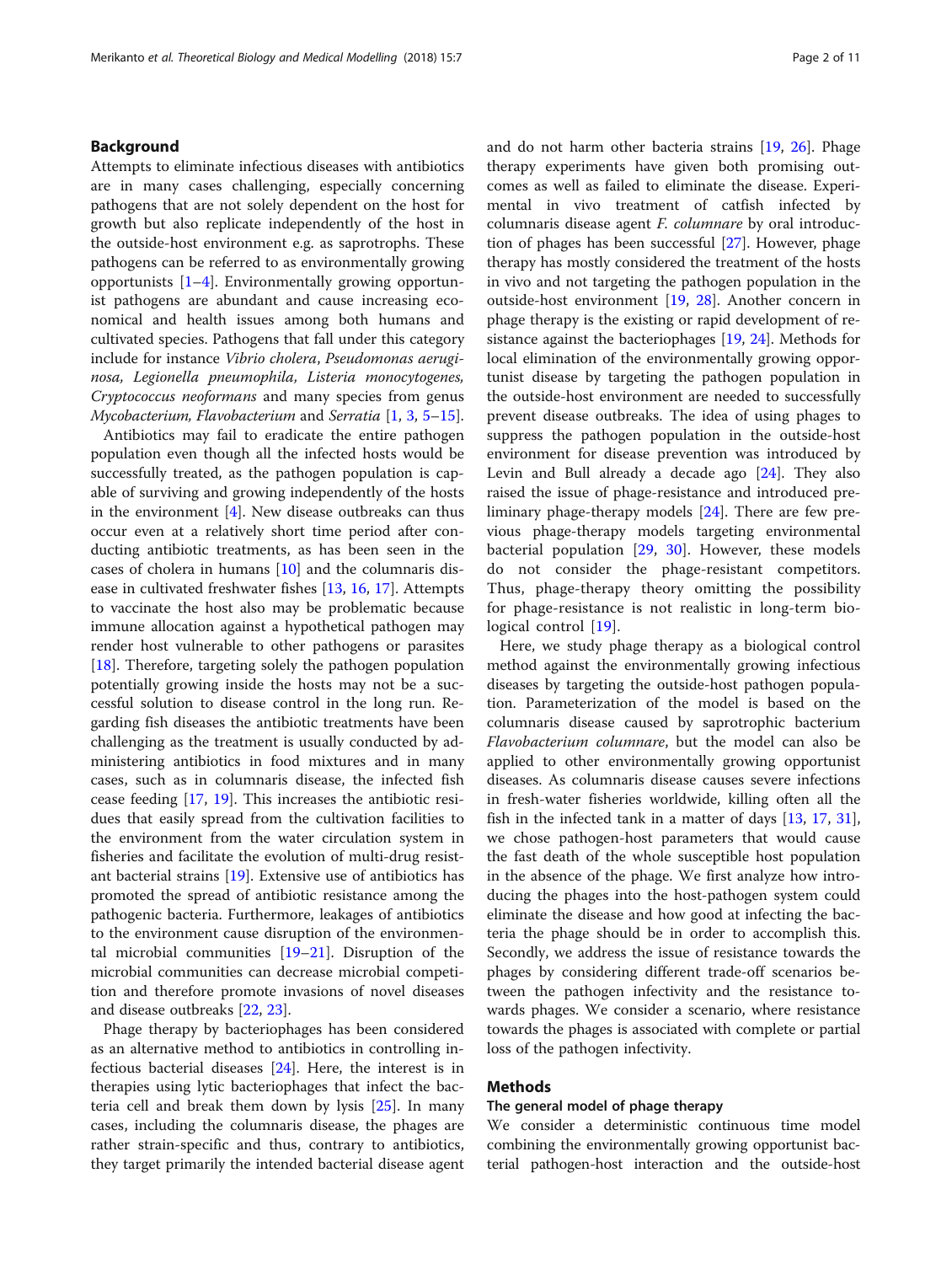## Background

Attempts to eliminate infectious diseases with antibiotics are in many cases challenging, especially concerning pathogens that are not solely dependent on the host for growth but also replicate independently of the host in the outside-host environment e.g. as saprotrophs. These pathogens can be referred to as environmentally growing opportunists [1–4]. Environmentally growing opportunist pathogens are abundant and cause increasing economical and health issues among both humans and cultivated species. Pathogens that fall under this category include for instance *Vibrio cholera*, *Pseudomonas aeruginosa, Legionella pneumophila, Listeria monocytogenes, Cryptococcus neoformans* and many species from genus *Mycobacterium, Flavobacterium* and *Serratia* [1, 3, 5–15].

Antibiotics may fail to eradicate the entire pathogen population even though all the infected hosts would be successfully treated, as the pathogen population is capable of surviving and growing independently of the hosts in the environment [4]. New disease outbreaks can thus occur even at a relatively short time period after conducting antibiotic treatments, as has been seen in the cases of cholera in humans [10] and the columnaris disease in cultivated freshwater fishes [13, 16, 17]. Attempts to vaccinate the host also may be problematic because immune allocation against a hypothetical pathogen may render host vulnerable to other pathogens or parasites [18]. Therefore, targeting solely the pathogen population potentially growing inside the hosts may not be a successful solution to disease control in the long run. Regarding fish diseases the antibiotic treatments have been challenging as the treatment is usually conducted by administering antibiotics in food mixtures and in many cases, such as in columnaris disease, the infected fish cease feeding [17, 19]. This increases the antibiotic residues that easily spread from the cultivation facilities to the environment from the water circulation system in fisheries and facilitate the evolution of multi-drug resistant bacterial strains [19]. Extensive use of antibiotics has promoted the spread of antibiotic resistance among the pathogenic bacteria. Furthermore, leakages of antibiotics to the environment cause disruption of the environmental microbial communities [19–21]. Disruption of the microbial communities can decrease microbial competition and therefore promote invasions of novel diseases and disease outbreaks [22, 23].

Phage therapy by bacteriophages has been considered as an alternative method to antibiotics in controlling infectious bacterial diseases [24]. Here, the interest is in therapies using lytic bacteriophages that infect the bacteria cell and break them down by lysis [25]. In many cases, including the columnaris disease, the phages are rather strain-specific and thus, contrary to antibiotics, they target primarily the intended bacterial disease agent and do not harm other bacteria strains [19, 26]. Phage therapy experiments have given both promising outcomes as well as failed to eliminate the disease. Experimental in vivo treatment of catfish infected by columnaris disease agent *F. columnare* by oral introduction of phages has been successful [27]. However, phage therapy has mostly considered the treatment of the hosts in vivo and not targeting the pathogen population in the outside-host environment [19, 28]. Another concern in phage therapy is the existing or rapid development of resistance against the bacteriophages [19, 24]. Methods for local elimination of the environmentally growing opportunist disease by targeting the pathogen population in the outside-host environment are needed to successfully prevent disease outbreaks. The idea of using phages to suppress the pathogen population in the outside-host environment for disease prevention was introduced by Levin and Bull already a decade ago [24]. They also raised the issue of phage-resistance and introduced preliminary phage-therapy models [24]. There are few previous phage-therapy models targeting environmental bacterial population [29, 30]. However, these models do not consider the phage-resistant competitors. Thus, phage-therapy theory omitting the possibility for phage-resistance is not realistic in long-term biological control [19].

Here, we study phage therapy as a biological control method against the environmentally growing infectious diseases by targeting the outside-host pathogen population. Parameterization of the model is based on the columnaris disease caused by saprotrophic bacterium *Flavobacterium columnare*, but the model can also be applied to other environmentally growing opportunist diseases. As columnaris disease causes severe infections in fresh-water fisheries worldwide, killing often all the fish in the infected tank in a matter of days [13, 17, 31], we chose pathogen-host parameters that would cause the fast death of the whole susceptible host population in the absence of the phage. We first analyze how introducing the phages into the host-pathogen system could eliminate the disease and how good at infecting the bacteria the phage should be in order to accomplish this. Secondly, we address the issue of resistance towards the phages by considering different trade-off scenarios between the pathogen infectivity and the resistance towards phages. We consider a scenario, where resistance towards the phages is associated with complete or partial loss of the pathogen infectivity.

## Methods

### The general model of phage therapy

We consider a deterministic continuous time model combining the environmentally growing opportunist bacterial pathogen-host interaction and the outside-host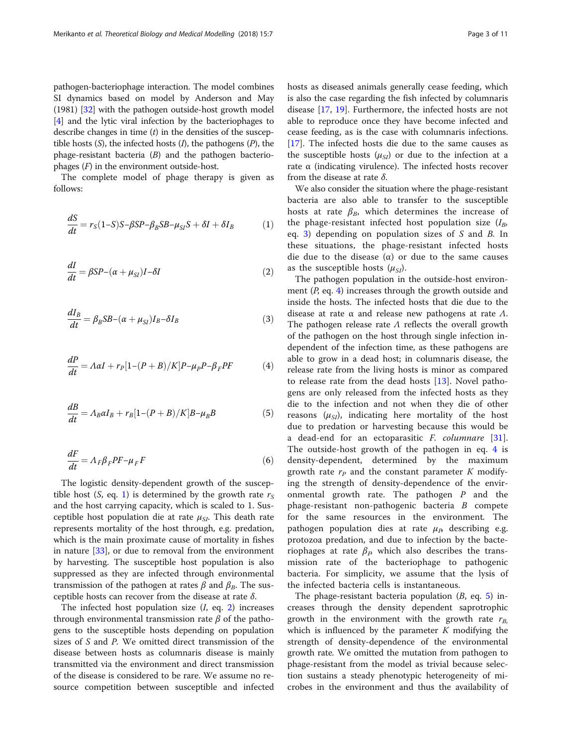pathogen-bacteriophage interaction. The model combines SI dynamics based on model by Anderson and May (1981) [32] with the pathogen outside-host growth model [4] and the lytic viral infection by the bacteriophages to describe changes in time ($t$) in the densities of the susceptible hosts ($S$), the infected hosts ($I$), the pathogens ($P$), the phage-resistant bacteria ($B$) and the pathogen bacteriophages ($F$) in the environment outside-host.

The complete model of phage therapy is given as follows:

$$\frac{dS}{dt} = r_S(1-S)S-\beta SP-\beta_B SB-\mu_{SI}S + \delta I + \delta I_B \tag{1}$$

$$\frac{dI}{dt} = \beta SP-(\alpha + \mu_{SI})I-\delta I \tag{2}$$

$$\frac{dI_B}{dt} = \beta_B SB-(\alpha + \mu_{SI})I_B-\delta I_B \tag{3}$$

$$\frac{dP}{dt} = \Lambda\alpha I + r_P[1-(P + B)/K]P-\mu_P P-\beta_F PF \tag{4}$$

$$\frac{dB}{dt} = \Lambda_B\alpha I_B + r_B[1-(P + B)/K]B-\mu_B B \tag{5}$$

$$\frac{dF}{dt} = \Lambda_F\beta_F PF-\mu_F F \tag{6}$$

The logistic density-dependent growth of the susceptible host ($S$, eq. 1) is determined by the growth rate $r_S$ and the host carrying capacity, which is scaled to 1. Susceptible host population die at rate $\mu_{SI}$. This death rate represents mortality of the host through, e.g. predation, which is the main proximate cause of mortality in fishes in nature [33], or due to removal from the environment by harvesting. The susceptible host population is also suppressed as they are infected through environmental transmission of the pathogen at rates $\beta$ and $\beta_B$. The susceptible hosts can recover from the disease at rate $\delta$.

The infected host population size ($I$, eq. 2) increases through environmental transmission rate $\beta$ of the pathogens to the susceptible hosts depending on population sizes of $S$ and $P$. We omitted direct transmission of the disease between hosts as columnaris disease is mainly transmitted via the environment and direct transmission of the disease is considered to be rare. We assume no resource competition between susceptible and infected hosts as diseased animals generally cease feeding, which is also the case regarding the fish infected by columnaris disease [17, 19]. Furthermore, the infected hosts are not able to reproduce once they have become infected and cease feeding, as is the case with columnaris infections. [17]. The infected hosts die due to the same causes as the susceptible hosts ($\mu_{SI}$) or due to the infection at a rate α (indicating virulence). The infected hosts recover from the disease at rate $\delta$.

We also consider the situation where the phage-resistant bacteria are also able to transfer to the susceptible hosts at rate $\beta_B$, which determines the increase of the phage-resistant infected host population size ($I_B$, eq. 3) depending on population sizes of $S$ and $B$. In these situations, the phage-resistant infected hosts die due to the disease (α) or due to the same causes as the susceptible hosts ($\mu_{SI}$).

The pathogen population in the outside-host environment ($P$, eq. 4) increases through the growth outside and inside the hosts. The infected hosts that die due to the disease at rate α and release new pathogens at rate $\Lambda$. The pathogen release rate $\Lambda$ reflects the overall growth of the pathogen on the host through single infection independent of the infection time, as these pathogens are able to grow in a dead host; in columnaris disease, the release rate from the living hosts is minor as compared to release rate from the dead hosts [13]. Novel pathogens are only released from the infected hosts as they die to the infection and not when they die of other reasons ($\mu_{SI}$), indicating here mortality of the host due to predation or harvesting because this would be a dead-end for an ectoparasitic *F. columnare* [31]. The outside-host growth of the pathogen in eq. 4 is density-dependent, determined by the maximum growth rate $r_P$ and the constant parameter $K$ modifying the strength of density-dependence of the environmental growth rate. The pathogen $P$ and the phage-resistant non-pathogenic bacteria $B$ compete for the same resources in the environment. The pathogen population dies at rate $\mu_P$, describing e.g. protozoa predation, and due to infection by the bacteriophages at rate $\beta_F$, which also describes the transmission rate of the bacteriophage to pathogenic bacteria. For simplicity, we assume that the lysis of the infected bacteria cells is instantaneous.

The phage-resistant bacteria population ($B$, eq. 5) increases through the density dependent saprotrophic growth in the environment with the growth rate $r_B$, which is influenced by the parameter $K$ modifying the strength of density-dependence of the environmental growth rate. We omitted the mutation from pathogen to phage-resistant from the model as trivial because selection sustains a steady phenotypic heterogeneity of microbes in the environment and thus the availability of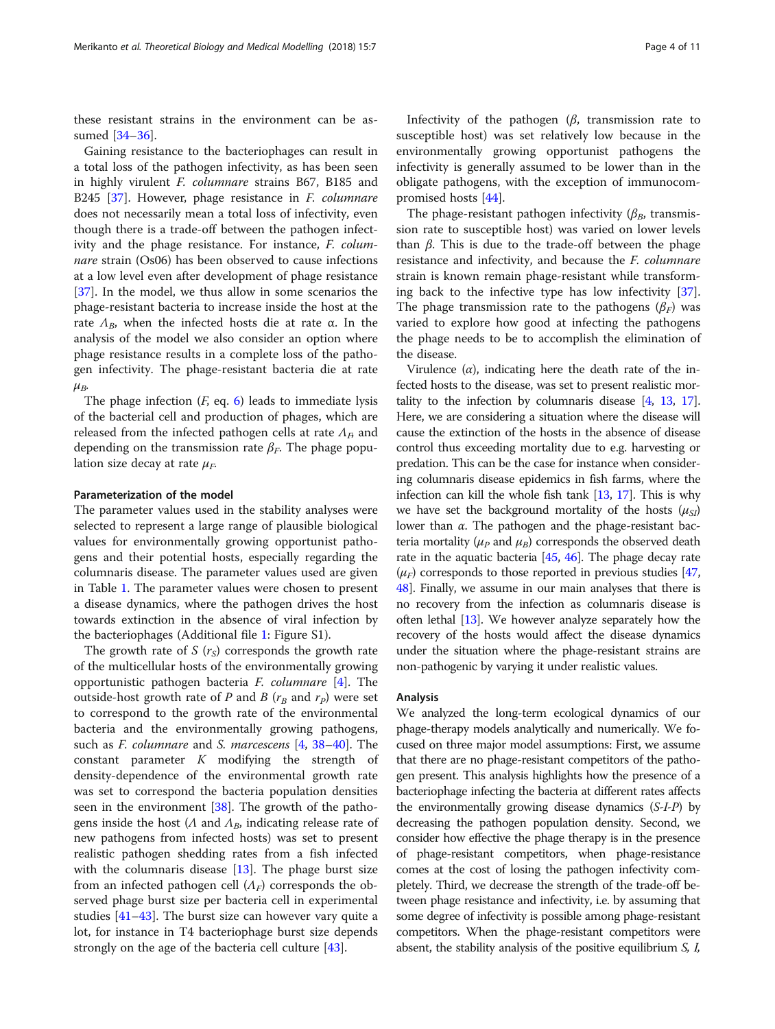these resistant strains in the environment can be assumed [34–36].

Gaining resistance to the bacteriophages can result in a total loss of the pathogen infectivity, as has been seen in highly virulent *F. columnare* strains B67, B185 and B245 [37]. However, phage resistance in *F. columnare* does not necessarily mean a total loss of infectivity, even though there is a trade-off between the pathogen infectivity and the phage resistance. For instance, *F. columnare* strain (Os06) has been observed to cause infections at a low level even after development of phage resistance [37]. In the model, we thus allow in some scenarios the phage-resistant bacteria to increase inside the host at the rate $\Lambda_B$, when the infected hosts die at rate α. In the analysis of the model we also consider an option where phage resistance results in a complete loss of the pathogen infectivity. The phage-resistant bacteria die at rate $\mu_B$.

The phage infection ($F$, eq. 6) leads to immediate lysis of the bacterial cell and production of phages, which are released from the infected pathogen cells at rate $\Lambda_F$ and depending on the transmission rate $\beta_F$. The phage population size decay at rate $\mu_F$.

#### Parameterization of the model

The parameter values used in the stability analyses were selected to represent a large range of plausible biological values for environmentally growing opportunist pathogens and their potential hosts, especially regarding the columnaris disease. The parameter values used are given in Table 1. The parameter values were chosen to present a disease dynamics, where the pathogen drives the host towards extinction in the absence of viral infection by the bacteriophages (Additional file 1: Figure S1).

The growth rate of $S$ ($r_S$) corresponds the growth rate of the multicellular hosts of the environmentally growing opportunistic pathogen bacteria *F. columnare* [4]. The outside-host growth rate of $P$ and $B$ ($r_B$ and $r_P$) were set to correspond to the growth rate of the environmental bacteria and the environmentally growing pathogens, such as *F. columnare* and *S. marcescens* [4, 38–40]. The constant parameter $K$ modifying the strength of density-dependence of the environmental growth rate was set to correspond the bacteria population densities seen in the environment [38]. The growth of the pathogens inside the host ($\Lambda$ and $\Lambda_B$, indicating release rate of new pathogens from infected hosts) was set to present realistic pathogen shedding rates from a fish infected with the columnaris disease [13]. The phage burst size from an infected pathogen cell ($\Lambda_F$) corresponds the observed phage burst size per bacteria cell in experimental studies [41–43]. The burst size can however vary quite a lot, for instance in T4 bacteriophage burst size depends strongly on the age of the bacteria cell culture [43].

Infectivity of the pathogen ($\beta$, transmission rate to susceptible host) was set relatively low because in the environmentally growing opportunist pathogens the infectivity is generally assumed to be lower than in the obligate pathogens, with the exception of immunocompromised hosts [44].

The phage-resistant pathogen infectivity ($\beta_B$, transmission rate to susceptible host) was varied on lower levels than $\beta$. This is due to the trade-off between the phage resistance and infectivity, and because the *F. columnare* strain is known remain phage-resistant while transforming back to the infective type has low infectivity [37]. The phage transmission rate to the pathogens ($\beta_F$) was varied to explore how good at infecting the pathogens the phage needs to be to accomplish the elimination of the disease.

Virulence (α), indicating here the death rate of the infected hosts to the disease, was set to present realistic mortality to the infection by columnaris disease [4, 13, 17]. Here, we are considering a situation where the disease will cause the extinction of the hosts in the absence of disease control thus exceeding mortality due to e.g. harvesting or predation. This can be the case for instance when considering columnaris disease epidemics in fish farms, where the infection can kill the whole fish tank [13, 17]. This is why we have set the background mortality of the hosts ($\mu_{SI}$) lower than α. The pathogen and the phage-resistant bacteria mortality ($\mu_P$ and $\mu_B$) corresponds the observed death rate in the aquatic bacteria [45, 46]. The phage decay rate ($\mu_F$) corresponds to those reported in previous studies [47, 48]. Finally, we assume in our main analyses that there is no recovery from the infection as columnaris disease is often lethal [13]. We however analyze separately how the recovery of the hosts would affect the disease dynamics under the situation where the phage-resistant strains are non-pathogenic by varying it under realistic values.

### Analysis

We analyzed the long-term ecological dynamics of our phage-therapy models analytically and numerically. We focused on three major model assumptions: First, we assume that there are no phage-resistant competitors of the pathogen present. This analysis highlights how the presence of a bacteriophage infecting the bacteria at different rates affects the environmentally growing disease dynamics (*S-I-P*) by decreasing the pathogen population density. Second, we consider how effective the phage therapy is in the presence of phage-resistant competitors, when phage-resistance comes at the cost of losing the pathogen infectivity completely. Third, we decrease the strength of the trade-off between phage resistance and infectivity, i.e. by assuming that some degree of infectivity is possible among phage-resistant competitors. When the phage-resistant competitors were absent, the stability analysis of the positive equilibrium *S, I,*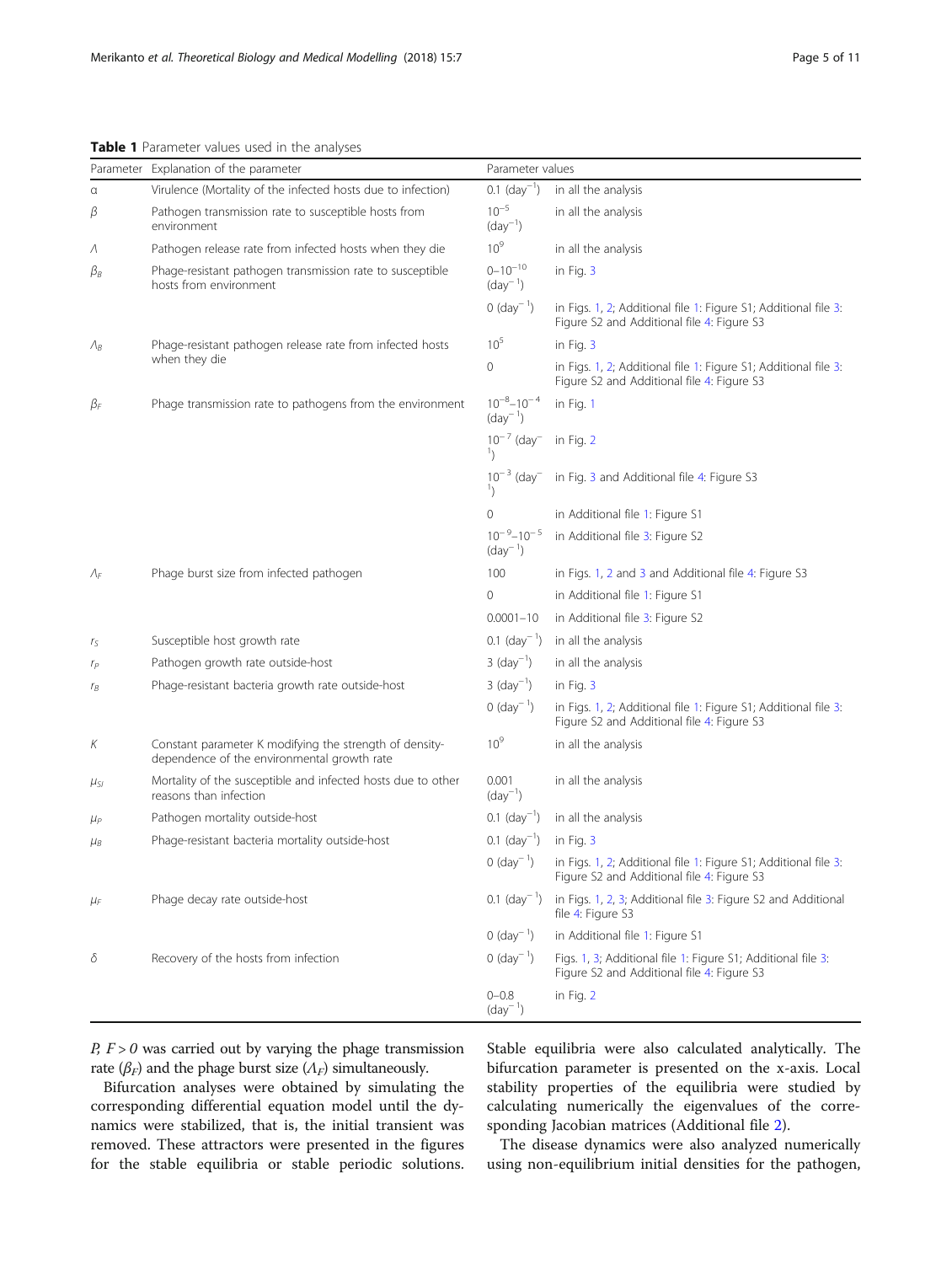**Table 1** Parameter values used in the analyses

| Parameter | Explanation of the parameter | Parameter values | |
|---|---|---|---|
| α | Virulence (Mortality of the infected hosts due to infection) | 0.1 (day$^{-1}$) | in all the analysis |
| β | Pathogen transmission rate to susceptible hosts from environment | $10^{-5}$ (day$^{-1}$) | in all the analysis |
| Λ | Pathogen release rate from infected hosts when they die | $10^{9}$ | in all the analysis |
| $\beta_B$ | Phage-resistant pathogen transmission rate to susceptible hosts from environment | $0$–$10^{-10}$ (day$^{-1}$) | in Fig. 3 |
| | | 0 (day$^{-1}$) | in Figs. 1, 2; Additional file 1: Figure S1; Additional file 3: Figure S2 and Additional file 4: Figure S3 |
| $\Lambda_B$ | Phage-resistant pathogen release rate from infected hosts when they die | $10^{5}$ | in Fig. 3 |
| | | 0 | in Figs. 1, 2; Additional file 1: Figure S1; Additional file 3: Figure S2 and Additional file 4: Figure S3 |
| $\beta_F$ | Phage transmission rate to pathogens from the environment | $10^{-8}$–$10^{-4}$ (day$^{-1}$) | in Fig. 1 |
| | | $10^{-7}$ (day$^{-1}$) | in Fig. 2 |
| | | $10^{-3}$ (day$^{-1}$) | in Fig. 3 and Additional file 4: Figure S3 |
| | | 0 | in Additional file 1: Figure S1 |
| | | $10^{-9}$–$10^{-5}$ (day$^{-1}$) | in Additional file 3: Figure S2 |
| $\Lambda_F$ | Phage burst size from infected pathogen | 100 | in Figs. 1, 2 and 3 and Additional file 4: Figure S3 |
| | | 0 | in Additional file 1: Figure S1 |
| | | 0.0001–10 | in Additional file 3: Figure S2 |
| $r_S$ | Susceptible host growth rate | 0.1 (day$^{-1}$) | in all the analysis |
| $r_P$ | Pathogen growth rate outside-host | 3 (day$^{-1}$) | in all the analysis |
| $r_B$ | Phage-resistant bacteria growth rate outside-host | 3 (day$^{-1}$) | in Fig. 3 |
| | | 0 (day$^{-1}$) | in Figs. 1, 2; Additional file 1: Figure S1; Additional file 3: Figure S2 and Additional file 4: Figure S3 |
| K | Constant parameter K modifying the strength of density-dependence of the environmental growth rate | $10^{9}$ | in all the analysis |
| $\mu_{SI}$ | Mortality of the susceptible and infected hosts due to other reasons than infection | 0.001 (day$^{-1}$) | in all the analysis |
| $\mu_P$ | Pathogen mortality outside-host | 0.1 (day$^{-1}$) | in all the analysis |
| $\mu_B$ | Phage-resistant bacteria mortality outside-host | 0.1 (day$^{-1}$) | in Fig. 3 |
| | | 0 (day$^{-1}$) | in Figs. 1, 2; Additional file 1: Figure S1; Additional file 3: Figure S2 and Additional file 4: Figure S3 |
| $\mu_F$ | Phage decay rate outside-host | 0.1 (day$^{-1}$) | in Figs. 1, 2, 3; Additional file 3: Figure S2 and Additional file 4: Figure S3 |
| | | 0 (day$^{-1}$) | in Additional file 1: Figure S1 |
| δ | Recovery of the hosts from infection | 0 (day$^{-1}$) | Figs. 1, 3; Additional file 1: Figure S1; Additional file 3: Figure S2 and Additional file 4: Figure S3 |
| | | 0–0.8 (day$^{-1}$) | in Fig. 2 |

$P$, $F > 0$ was carried out by varying the phage transmission rate ($\beta_F$) and the phage burst size ($\Lambda_F$) simultaneously.

Bifurcation analyses were obtained by simulating the corresponding differential equation model until the dynamics were stabilized, that is, the initial transient was removed. These attractors were presented in the figures for the stable equilibria or stable periodic solutions. Stable equilibria were also calculated analytically. The bifurcation parameter is presented on the x-axis. Local stability properties of the equilibria were studied by calculating numerically the eigenvalues of the corresponding Jacobian matrices (Additional file 2).

The disease dynamics were also analyzed numerically using non-equilibrium initial densities for the pathogen,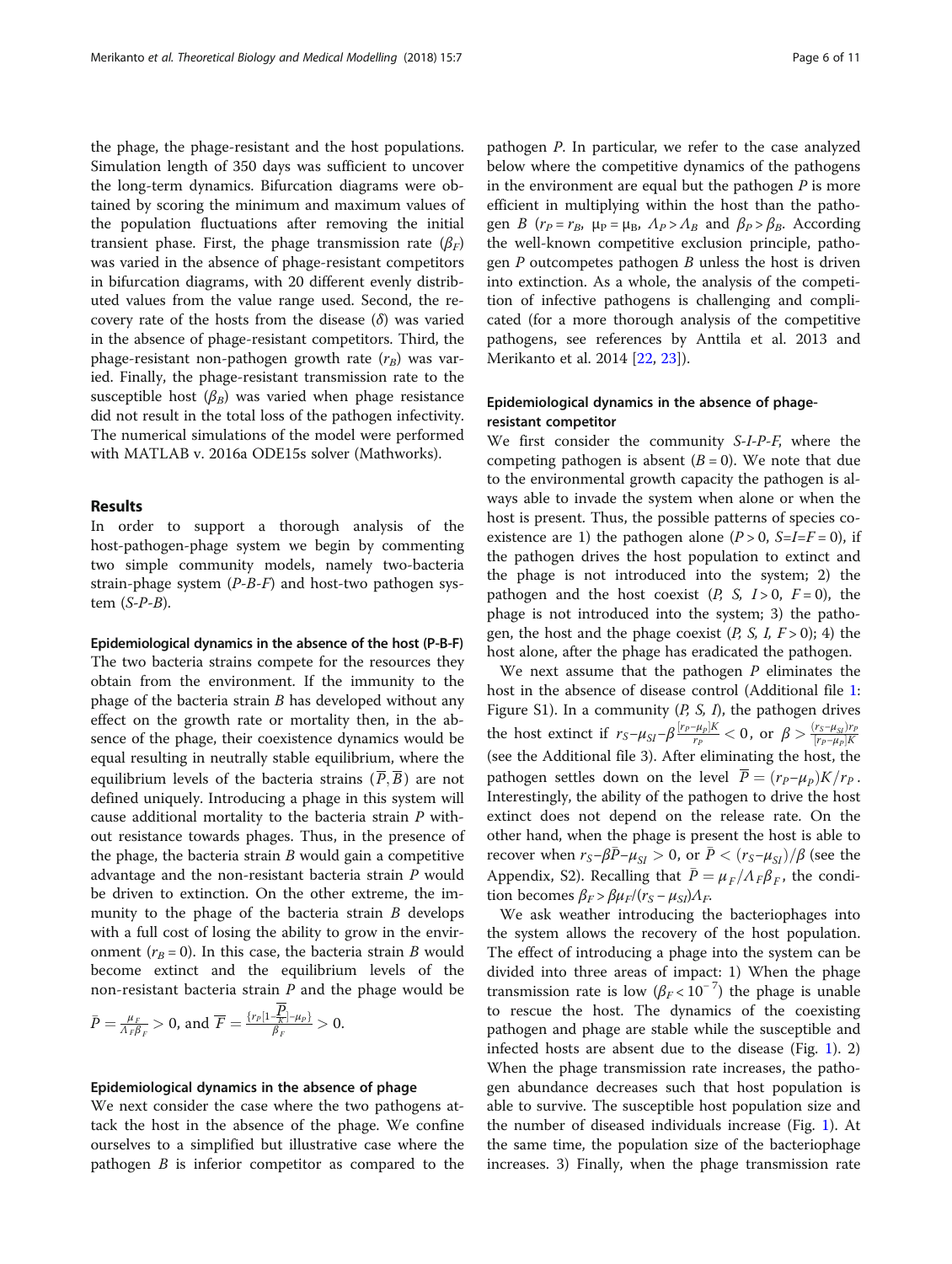the phage, the phage-resistant and the host populations. Simulation length of 350 days was sufficient to uncover the long-term dynamics. Bifurcation diagrams were obtained by scoring the minimum and maximum values of the population fluctuations after removing the initial transient phase. First, the phage transmission rate ($\beta_F$) was varied in the absence of phage-resistant competitors in bifurcation diagrams, with 20 different evenly distributed values from the value range used. Second, the recovery rate of the hosts from the disease ($\delta$) was varied in the absence of phage-resistant competitors. Third, the phage-resistant non-pathogen growth rate ($r_B$) was varied. Finally, the phage-resistant transmission rate to the susceptible host ($\beta_B$) was varied when phage resistance did not result in the total loss of the pathogen infectivity. The numerical simulations of the model were performed with MATLAB v. 2016a ODE15s solver (Mathworks).

## Results

In order to support a thorough analysis of the host-pathogen-phage system we begin by commenting two simple community models, namely two-bacteria strain-phage system (*P-B-F*) and host-two pathogen system (*S-P-B*).

### Epidemiological dynamics in the absence of the host (P-B-F)

The two bacteria strains compete for the resources they obtain from the environment. If the immunity to the phage of the bacteria strain $B$ has developed without any effect on the growth rate or mortality then, in the absence of the phage, their coexistence dynamics would be equal resulting in neutrally stable equilibrium, where the equilibrium levels of the bacteria strains ($\overline{P}, \overline{B}$) are not defined uniquely. Introducing a phage in this system will cause additional mortality to the bacteria strain $P$ without resistance towards phages. Thus, in the presence of the phage, the bacteria strain $B$ would gain a competitive advantage and the non-resistant bacteria strain $P$ would be driven to extinction. On the other extreme, the immunity to the phage of the bacteria strain $B$ develops with a full cost of losing the ability to grow in the environment ($r_B = 0$). In this case, the bacteria strain $B$ would become extinct and the equilibrium levels of the non-resistant bacteria strain $P$ and the phage would be

$\bar{P} = \frac{\mu_F}{\Lambda_F \beta_F} > 0$, and $\overline{F} = \frac{\{r_P[1-\frac{\overline{P}}{K}]-\mu_P\}}{\beta_F} > 0$.

### Epidemiological dynamics in the absence of phage

We next consider the case where the two pathogens attack the host in the absence of the phage. We confine ourselves to a simplified but illustrative case where the pathogen $B$ is inferior competitor as compared to the pathogen $P$. In particular, we refer to the case analyzed below where the competitive dynamics of the pathogens in the environment are equal but the pathogen $P$ is more efficient in multiplying within the host than the pathogen $B$ ($r_P = r_B$, $\mu_P = \mu_B$, $\Lambda_P > \Lambda_B$ and $\beta_P > \beta_B$. According the well-known competitive exclusion principle, pathogen $P$ outcompetes pathogen $B$ unless the host is driven into extinction. As a whole, the analysis of the competition of infective pathogens is challenging and complicated (for a more thorough analysis of the competitive pathogens, see references by Anttila et al. 2013 and Merikanto et al. 2014 [22, 23]).

### Epidemiological dynamics in the absence of phage-resistant competitor

We first consider the community *S-I-P-F*, where the competing pathogen is absent ($B = 0$). We note that due to the environmental growth capacity the pathogen is always able to invade the system when alone or when the host is present. Thus, the possible patterns of species coexistence are 1) the pathogen alone ($P > 0$, $S=I=F = 0$), if the pathogen drives the host population to extinct and the phage is not introduced into the system; 2) the pathogen and the host coexist ($P$, $S$, $I > 0$, $F = 0$), the phage is not introduced into the system; 3) the pathogen, the host and the phage coexist ($P$, $S$, $I$, $F > 0$); 4) the host alone, after the phage has eradicated the pathogen.

We next assume that the pathogen $P$ eliminates the host in the absence of disease control (Additional file 1: Figure S1). In a community ($P$, $S$, $I$), the pathogen drives the host extinct if $r_S - \mu_{SI} - \beta \frac{[r_P - \mu_P]K}{r_P} < 0$, or $\beta > \frac{(r_S - \mu_{SI}) r_P}{[r_P - \mu_P]K}$ (see the Additional file 3). After eliminating the host, the pathogen settles down on the level $\overline{P} = (r_P - \mu_P)K/r_P$. Interestingly, the ability of the pathogen to drive the host extinct does not depend on the release rate. On the other hand, when the phage is present the host is able to recover when $r_S - \beta\bar{P} - \mu_{SI} > 0$, or $\bar{P} < (r_S - \mu_{SI})/\beta$ (see the Appendix, S2). Recalling that $\bar{P} = \mu_F/\Lambda_F \beta_F$, the condition becomes $\beta_F > \beta\mu_F/(r_S - \mu_{SI})\Lambda_F$.

We ask weather introducing the bacteriophages into the system allows the recovery of the host population. The effect of introducing a phage into the system can be divided into three areas of impact: 1) When the phage transmission rate is low ($\beta_F < 10^{-7}$) the phage is unable to rescue the host. The dynamics of the coexisting pathogen and phage are stable while the susceptible and infected hosts are absent due to the disease (Fig. 1). 2) When the phage transmission rate increases, the pathogen abundance decreases such that host population is able to survive. The susceptible host population size and the number of diseased individuals increase (Fig. 1). At the same time, the population size of the bacteriophage increases. 3) Finally, when the phage transmission rate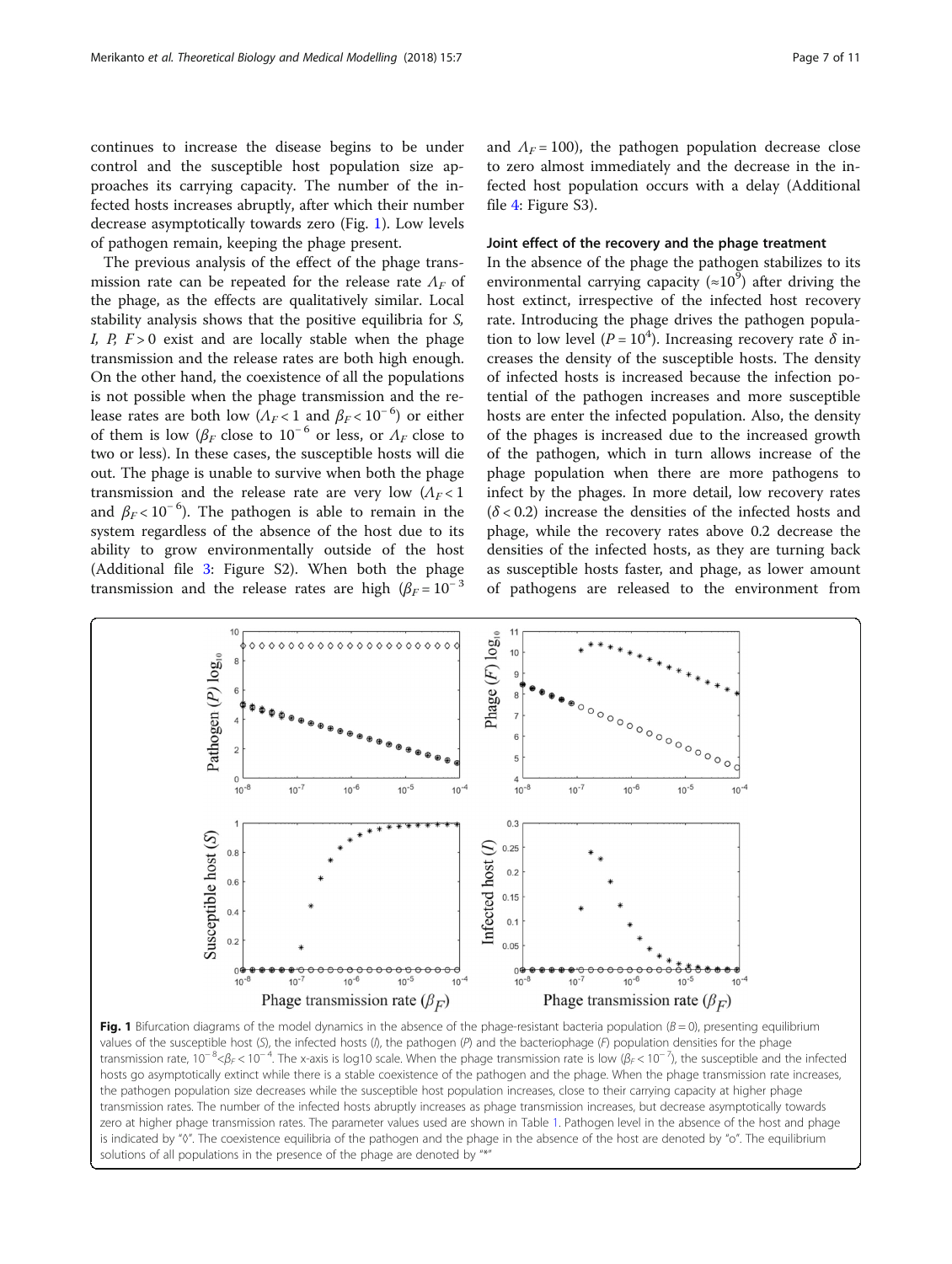continues to increase the disease begins to be under control and the susceptible host population size approaches its carrying capacity. The number of the infected hosts increases abruptly, after which their number decrease asymptotically towards zero (Fig. 1). Low levels of pathogen remain, keeping the phage present.

The previous analysis of the effect of the phage transmission rate can be repeated for the release rate $\Lambda_F$ of the phage, as the effects are qualitatively similar. Local stability analysis shows that the positive equilibria for *S*, *I*, *P*, $F > 0$ exist and are locally stable when the phage transmission and the release rates are both high enough. On the other hand, the coexistence of all the populations is not possible when the phage transmission and the release rates are both low ($\Lambda_F < 1$ and $\beta_F < 10^{-6}$) or either of them is low ($\beta_F$ close to $10^{-6}$ or less, or $\Lambda_F$ close to two or less). In these cases, the susceptible hosts will die out. The phage is unable to survive when both the phage transmission and the release rate are very low ($\Lambda_F < 1$ and $\beta_F < 10^{-6}$). The pathogen is able to remain in the system regardless of the absence of the host due to its ability to grow environmentally outside of the host (Additional file 3: Figure S2). When both the phage transmission and the release rates are high ($\beta_F = 10^{-3}$ and $\Lambda_F = 100$), the pathogen population decrease close to zero almost immediately and the decrease in the infected host population occurs with a delay (Additional file 4: Figure S3).

### Joint effect of the recovery and the phage treatment

In the absence of the phage the pathogen stabilizes to its environmental carrying capacity ($\approx 10^9$) after driving the host extinct, irrespective of the infected host recovery rate. Introducing the phage drives the pathogen population to low level ($P = 10^4$). Increasing recovery rate $\delta$ increases the density of the susceptible hosts. The density of infected hosts is increased because the infection potential of the pathogen increases and more susceptible hosts are enter the infected population. Also, the density of the phages is increased due to the increased growth of the pathogen, which in turn allows increase of the phage population when there are more pathogens to infect by the phages. In more detail, low recovery rates ($\delta < 0.2$) increase the densities of the infected hosts and phage, while the recovery rates above 0.2 decrease the densities of the infected hosts, as they are turning back as susceptible hosts faster, and phage, as lower amount of pathogens are released to the environment from

**Fig. 1** Bifurcation diagrams of the model dynamics in the absence of the phage-resistant bacteria population ($B = 0$), presenting equilibrium values of the susceptible host (*S*), the infected hosts (*I*), the pathogen (*P*) and the bacteriophage (*F*) population densities for the phage transmission rate, $10^{-8} < \beta_F < 10^{-4}$. The x-axis is log10 scale. When the phage transmission rate is low ($\beta_F < 10^{-7}$), the susceptible and the infected hosts go asymptotically extinct while there is a stable coexistence of the pathogen and the phage. When the phage transmission rate increases, the pathogen population size decreases while the susceptible host population increases, close to their carrying capacity at higher phage transmission rates. The number of the infected hosts abruptly increases as phage transmission increases, but decrease asymptotically towards zero at higher phage transmission rates. The parameter values used are shown in Table 1. Pathogen level in the absence of the host and phage is indicated by "◊". The coexistence equilibria of the pathogen and the phage in the absence of the host are denoted by "o". The equilibrium solutions of all populations in the presence of the phage are denoted by "*"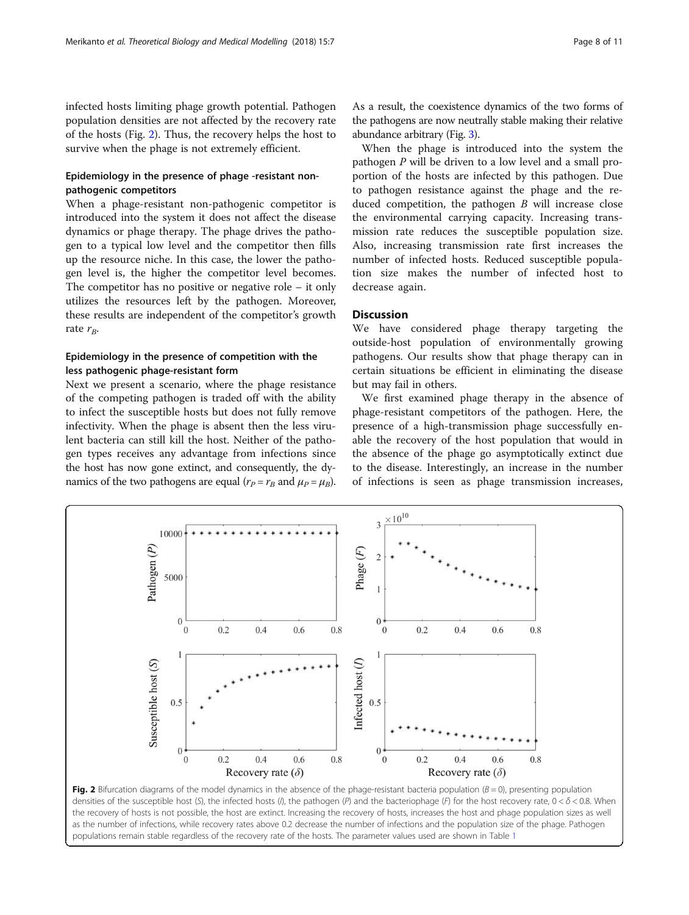infected hosts limiting phage growth potential. Pathogen population densities are not affected by the recovery rate of the hosts (Fig. 2). Thus, the recovery helps the host to survive when the phage is not extremely efficient.

### Epidemiology in the presence of phage -resistant non-pathogenic competitors

When a phage-resistant non-pathogenic competitor is introduced into the system it does not affect the disease dynamics or phage therapy. The phage drives the pathogen to a typical low level and the competitor then fills up the resource niche. In this case, the lower the pathogen level is, the higher the competitor level becomes. The competitor has no positive or negative role – it only utilizes the resources left by the pathogen. Moreover, these results are independent of the competitor's growth rate $r_B$.

### Epidemiology in the presence of competition with the less pathogenic phage-resistant form

Next we present a scenario, where the phage resistance of the competing pathogen is traded off with the ability to infect the susceptible hosts but does not fully remove infectivity. When the phage is absent then the less virulent bacteria can still kill the host. Neither of the pathogen types receives any advantage from infections since the host has now gone extinct, and consequently, the dynamics of the two pathogens are equal ($r_P = r_B$ and $\mu_P = \mu_B$). As a result, the coexistence dynamics of the two forms of the pathogens are now neutrally stable making their relative abundance arbitrary (Fig. 3).

When the phage is introduced into the system the pathogen $P$ will be driven to a low level and a small proportion of the hosts are infected by this pathogen. Due to pathogen resistance against the phage and the reduced competition, the pathogen $B$ will increase close the environmental carrying capacity. Increasing transmission rate reduces the susceptible population size. Also, increasing transmission rate first increases the number of infected hosts. Reduced susceptible population size makes the number of infected host to decrease again.

## Discussion

We have considered phage therapy targeting the outside-host population of environmentally growing pathogens. Our results show that phage therapy can in certain situations be efficient in eliminating the disease but may fail in others.

We first examined phage therapy in the absence of phage-resistant competitors of the pathogen. Here, the presence of a high-transmission phage successfully enable the recovery of the host population that would in the absence of the phage go asymptotically extinct due to the disease. Interestingly, an increase in the number of infections is seen as phage transmission increases,

**Fig. 2** Bifurcation diagrams of the model dynamics in the absence of the phage-resistant bacteria population ($B = 0$), presenting population densities of the susceptible host ($S$), the infected hosts ($I$), the pathogen ($P$) and the bacteriophage ($F$) for the host recovery rate, $0 < \delta < 0.8$. When the recovery of hosts is not possible, the host are extinct. Increasing the recovery of hosts, increases the host and phage population sizes as well as the number of infections, while recovery rates above 0.2 decrease the number of infections and the population size of the phage. Pathogen populations remain stable regardless of the recovery rate of the hosts. The parameter values used are shown in Table 1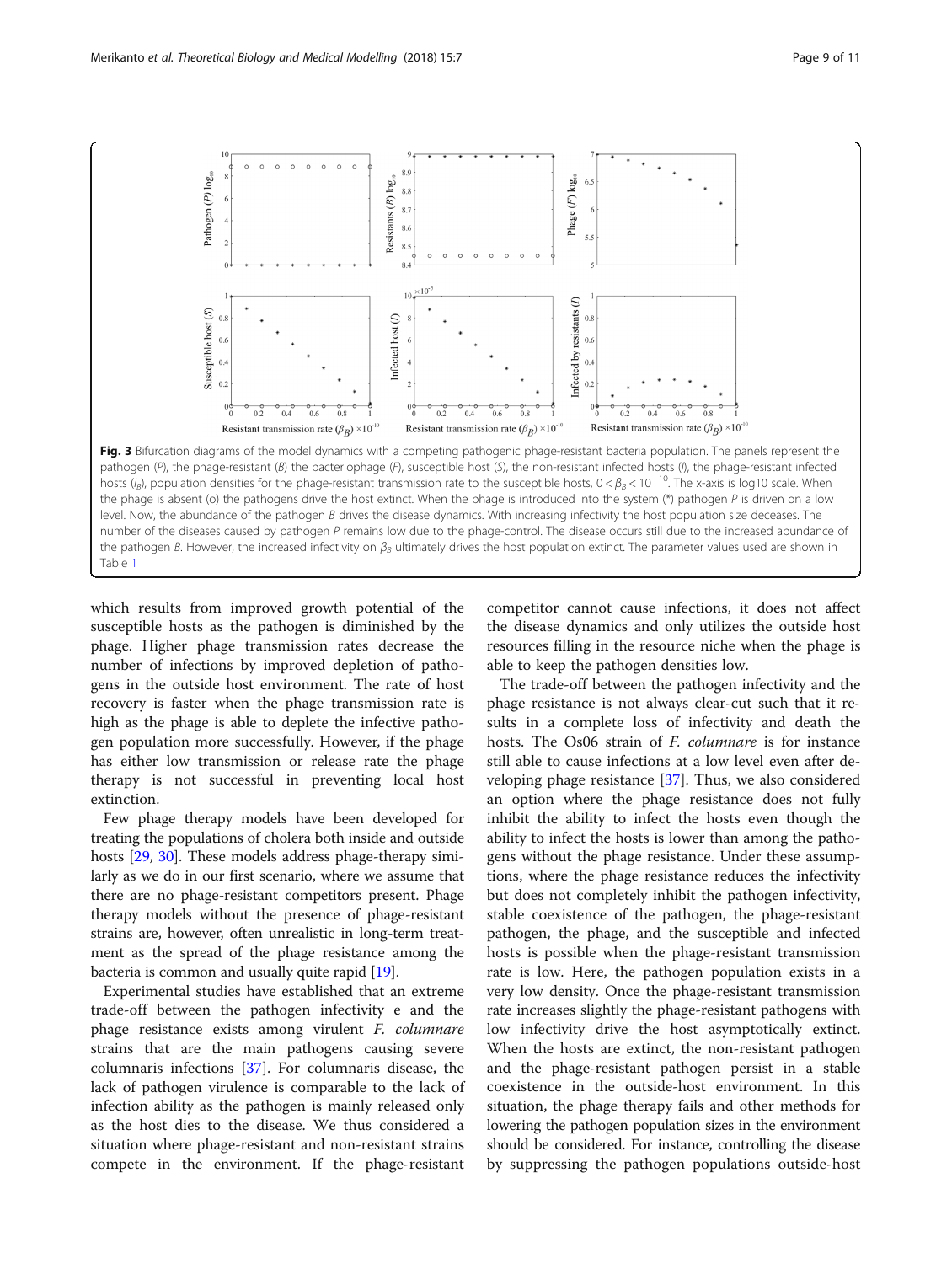**Fig. 3** Bifurcation diagrams of the model dynamics with a competing pathogenic phage-resistant bacteria population. The panels represent the pathogen (*P*), the phage-resistant (*B*) the bacteriophage (*F*), susceptible host (*S*), the non-resistant infected hosts (*I*), the phage-resistant infected hosts ($I_B$), population densities for the phage-resistant transmission rate to the susceptible hosts, $0 < \beta_B < 10^{-10}$. The x-axis is log10 scale. When the phage is absent (o) the pathogens drive the host extinct. When the phage is introduced into the system (*) pathogen *P* is driven on a low level. Now, the abundance of the pathogen *B* drives the disease dynamics. With increasing infectivity the host population size deceases. The number of the diseases caused by pathogen *P* remains low due to the phage-control. The disease occurs still due to the increased abundance of the pathogen *B*. However, the increased infectivity on $\beta_B$ ultimately drives the host population extinct. The parameter values used are shown in Table 1

which results from improved growth potential of the susceptible hosts as the pathogen is diminished by the phage. Higher phage transmission rates decrease the number of infections by improved depletion of pathogens in the outside host environment. The rate of host recovery is faster when the phage transmission rate is high as the phage is able to deplete the infective pathogen population more successfully. However, if the phage has either low transmission or release rate the phage therapy is not successful in preventing local host extinction.

Few phage therapy models have been developed for treating the populations of cholera both inside and outside hosts [29, 30]. These models address phage-therapy similarly as we do in our first scenario, where we assume that there are no phage-resistant competitors present. Phage therapy models without the presence of phage-resistant strains are, however, often unrealistic in long-term treatment as the spread of the phage resistance among the bacteria is common and usually quite rapid [19].

Experimental studies have established that an extreme trade-off between the pathogen infectivity e and the phage resistance exists among virulent *F. columnare* strains that are the main pathogens causing severe columnaris infections [37]. For columnaris disease, the lack of pathogen virulence is comparable to the lack of infection ability as the pathogen is mainly released only as the host dies to the disease. We thus considered a situation where phage-resistant and non-resistant strains compete in the environment. If the phage-resistant competitor cannot cause infections, it does not affect the disease dynamics and only utilizes the outside host resources filling in the resource niche when the phage is able to keep the pathogen densities low.

The trade-off between the pathogen infectivity and the phage resistance is not always clear-cut such that it results in a complete loss of infectivity and death the hosts. The Os06 strain of *F. columnare* is for instance still able to cause infections at a low level even after developing phage resistance [37]. Thus, we also considered an option where the phage resistance does not fully inhibit the ability to infect the hosts even though the ability to infect the hosts is lower than among the pathogens without the phage resistance. Under these assumptions, where the phage resistance reduces the infectivity but does not completely inhibit the pathogen infectivity, stable coexistence of the pathogen, the phage-resistant pathogen, the phage, and the susceptible and infected hosts is possible when the phage-resistant transmission rate is low. Here, the pathogen population exists in a very low density. Once the phage-resistant transmission rate increases slightly the phage-resistant pathogens with low infectivity drive the host asymptotically extinct. When the hosts are extinct, the non-resistant pathogen and the phage-resistant pathogen persist in a stable coexistence in the outside-host environment. In this situation, the phage therapy fails and other methods for lowering the pathogen population sizes in the environment should be considered. For instance, controlling the disease by suppressing the pathogen populations outside-host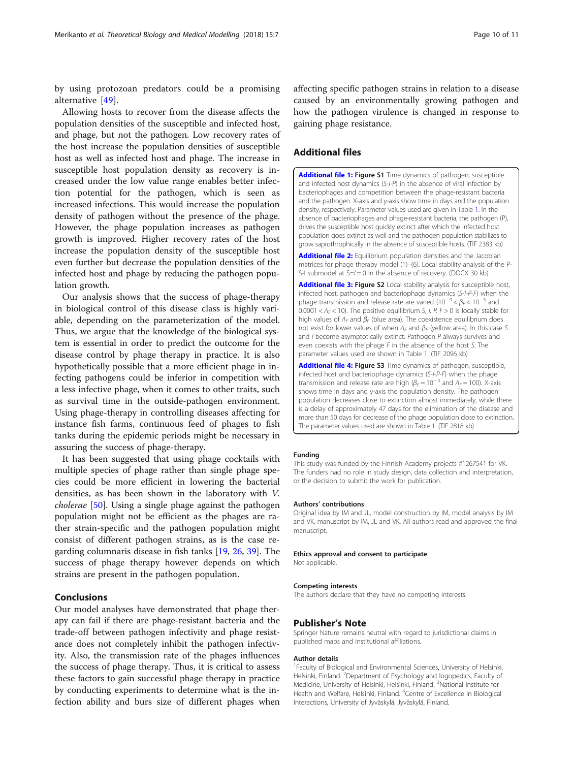by using protozoan predators could be a promising alternative [49].

Allowing hosts to recover from the disease affects the population densities of the susceptible and infected host, and phage, but not the pathogen. Low recovery rates of the host increase the population densities of susceptible host as well as infected host and phage. The increase in susceptible host population density as recovery is increased under the low value range enables better infection potential for the pathogen, which is seen as increased infections. This would increase the population density of pathogen without the presence of the phage. However, the phage population increases as pathogen growth is improved. Higher recovery rates of the host increase the population density of the susceptible host even further but decrease the population densities of the infected host and phage by reducing the pathogen population growth.

Our analysis shows that the success of phage-therapy in biological control of this disease class is highly variable, depending on the parameterization of the model. Thus, we argue that the knowledge of the biological system is essential in order to predict the outcome for the disease control by phage therapy in practice. It is also hypothetically possible that a more efficient phage in infecting pathogens could be inferior in competition with a less infective phage, when it comes to other traits, such as survival time in the outside-pathogen environment. Using phage-therapy in controlling diseases affecting for instance fish farms, continuous feed of phages to fish tanks during the epidemic periods might be necessary in assuring the success of phage-therapy.

It has been suggested that using phage cocktails with multiple species of phage rather than single phage species could be more efficient in lowering the bacterial densities, as has been shown in the laboratory with *V. cholerae* [50]. Using a single phage against the pathogen population might not be efficient as the phages are rather strain-specific and the pathogen population might consist of different pathogen strains, as is the case regarding columnaris disease in fish tanks [19, 26, 39]. The success of phage therapy however depends on which strains are present in the pathogen population.

## Conclusions

Our model analyses have demonstrated that phage therapy can fail if there are phage-resistant bacteria and the trade-off between pathogen infectivity and phage resistance does not completely inhibit the pathogen infectivity. Also, the transmission rate of the phages influences the success of phage therapy. Thus, it is critical to assess these factors to gain successful phage therapy in practice by conducting experiments to determine what is the infection ability and burs size of different phages when affecting specific pathogen strains in relation to a disease caused by an environmentally growing pathogen and how the pathogen virulence is changed in response to gaining phage resistance.

## Additional files

**Additional file 1: Figure S1** Time dynamics of pathogen, susceptible and infected host dynamics (*S-I-P*) in the absence of viral infection by bacteriophages and competition between the phage-resistant bacteria and the pathogen. X-axis and y-axis show time in days and the population density, respectively. Parameter values used are given in Table 1. In the absence of bacteriophages and phage-resistant bacteria, the pathogen (P), drives the susceptible host quickly extinct after which the infected host population goes extinct as well and the pathogen population stabilizes to grow saprothrophically in the absence of susceptible hosts. (TIF 2383 kb)

**Additional file 2:** Equilibrium population densities and the Jacobian matrices for phage therapy model (1)–(6). Local stability analysis of the P-S-I submodel at S=I = 0 in the absence of recovery. (DOCX 30 kb)

**Additional file 3: Figure S2** Local stability analysis for susceptible host, infected host, pathogen and bacteriophage dynamics (*S-I-P-F*) when the phage transmission and release rate are varied ($10^{-9} < \beta_F < 10^{-5}$ and $0.0001 < \Lambda_F < 10$). The positive equilibrium $S, I, P, F > 0$ is locally stable for high values of $\Lambda_F$ and $\beta_F$ (blue area). The coexistence equilibrium does not exist for lower values of when $\Lambda_F$ and $\beta_F$ (yellow area). In this case $S$ and $I$ become asymptotically extinct. Pathogen $P$ always survives and even coexists with the phage $F$ in the absence of the host $S$. The parameter values used are shown in Table 1. (TIF 2096 kb)

**Additional file 4: Figure S3** Time dynamics of pathogen, susceptible, infected host and bacteriophage dynamics (*S-I-P-F*) when the phage transmission and release rate are high ($\beta_F = 10^{-3}$ and $\Lambda_F = 100$). X-axis shows time in days and y-axis the population density. The pathogen population decreases close to extinction almost immediately, while there is a delay of approximately 47 days for the elimination of the disease and more than 50 days for decrease of the phage population close to extinction. The parameter values used are shown in Table 1. (TIF 2818 kb)

#### Funding

This study was funded by the Finnish Academy projects #1267541 for VK. The funders had no role in study design, data collection and interpretation, or the decision to submit the work for publication.

#### Authors' contributions

Original idea by IM and JL, model construction by IM, model analysis by IM and VK, manuscript by IM, JL and VK. All authors read and approved the final manuscript.

#### Ethics approval and consent to participate

Not applicable.

#### Competing interests

The authors declare that they have no competing interests.

## Publisher's Note

Springer Nature remains neutral with regard to jurisdictional claims in published maps and institutional affiliations.

#### Author details

[1]Faculty of Biological and Environmental Sciences, University of Helsinki, Helsinki, Finland. [2]Department of Psychology and logopedics, Faculty of Medicine, University of Helsinki, Helsinki, Finland. [3]National Institute for Health and Welfare, Helsinki, Finland. [4]Centre of Excellence in Biological Interactions, University of Jyväskylä, Jyväskylä, Finland.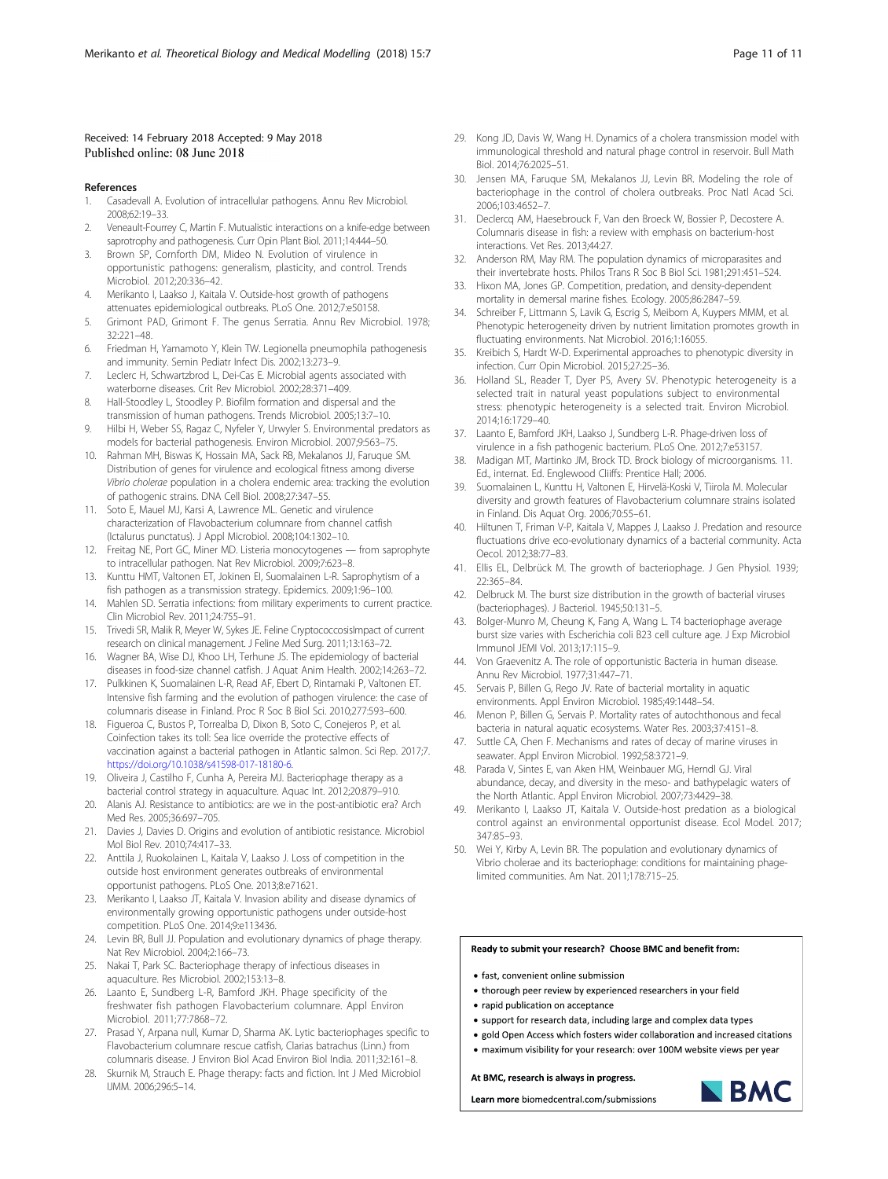Received: 14 February 2018 Accepted: 9 May 2018
Published online: 08 June 2018

## References

1. Casadevall A. Evolution of intracellular pathogens. Annu Rev Microbiol. 2008;62:19–33.
2. Veneault-Fourrey C, Martin F. Mutualistic interactions on a knife-edge between saprotrophy and pathogenesis. Curr Opin Plant Biol. 2011;14:444–50.
3. Brown SP, Cornforth DM, Mideo N. Evolution of virulence in opportunistic pathogens: generalism, plasticity, and control. Trends Microbiol. 2012;20:336–42.
4. Merikanto I, Laakso J, Kaitala V. Outside-host growth of pathogens attenuates epidemiological outbreaks. PLoS One. 2012;7:e50158.
5. Grimont PAD, Grimont F. The genus Serratia. Annu Rev Microbiol. 1978; 32:221–48.
6. Friedman H, Yamamoto Y, Klein TW. Legionella pneumophila pathogenesis and immunity. Semin Pediatr Infect Dis. 2002;13:273–9.
7. Leclerc H, Schwartzbrod L, Dei-Cas E. Microbial agents associated with waterborne diseases. Crit Rev Microbiol. 2002;28:371–409.
8. Hall-Stoodley L, Stoodley P. Biofilm formation and dispersal and the transmission of human pathogens. Trends Microbiol. 2005;13:7–10.
9. Hilbi H, Weber SS, Ragaz C, Nyfeler Y, Urwyler S. Environmental predators as models for bacterial pathogenesis. Environ Microbiol. 2007;9:563–75.
10. Rahman MH, Biswas K, Hossain MA, Sack RB, Mekalanos JJ, Faruque SM. Distribution of genes for virulence and ecological fitness among diverse *Vibrio cholerae* population in a cholera endemic area: tracking the evolution of pathogenic strains. DNA Cell Biol. 2008;27:347–55.
11. Soto E, Mauel MJ, Karsi A, Lawrence ML. Genetic and virulence characterization of Flavobacterium columnare from channel catfish (Ictalurus punctatus). J Appl Microbiol. 2008;104:1302–10.
12. Freitag NE, Port GC, Miner MD. Listeria monocytogenes — from saprophyte to intracellular pathogen. Nat Rev Microbiol. 2009;7:623–8.
13. Kunttu HMT, Valtonen ET, Jokinen EI, Suomalainen L-R. Saprophytism of a fish pathogen as a transmission strategy. Epidemics. 2009;1:96–100.
14. Mahlen SD. Serratia infections: from military experiments to current practice. Clin Microbiol Rev. 2011;24:755–91.
15. Trivedi SR, Malik R, Meyer W, Sykes JE. Feline CryptococcosisImpact of current research on clinical management. J Feline Med Surg. 2011;13:163–72.
16. Wagner BA, Wise DJ, Khoo LH, Terhune JS. The epidemiology of bacterial diseases in food-size channel catfish. J Aquat Anim Health. 2002;14:263–72.
17. Pulkkinen K, Suomalainen L-R, Read AF, Ebert D, Rintamaki P, Valtonen ET. Intensive fish farming and the evolution of pathogen virulence: the case of columnaris disease in Finland. Proc R Soc B Biol Sci. 2010;277:593–600.
18. Figueroa C, Bustos P, Torrealba D, Dixon B, Soto C, Conejeros P, et al. Coinfection takes its toll: Sea lice override the protective effects of vaccination against a bacterial pathogen in Atlantic salmon. Sci Rep. 2017;7. https://doi.org/10.1038/s41598-017-18180-6.
19. Oliveira J, Castilho F, Cunha A, Pereira MJ. Bacteriophage therapy as a bacterial control strategy in aquaculture. Aquac Int. 2012;20:879–910.
20. Alanis AJ. Resistance to antibiotics: are we in the post-antibiotic era? Arch Med Res. 2005;36:697–705.
21. Davies J, Davies D. Origins and evolution of antibiotic resistance. Microbiol Mol Biol Rev. 2010;74:417–33.
22. Anttila J, Ruokolainen L, Kaitala V, Laakso J. Loss of competition in the outside host environment generates outbreaks of environmental opportunist pathogens. PLoS One. 2013;8:e71621.
23. Merikanto I, Laakso JT, Kaitala V. Invasion ability and disease dynamics of environmentally growing opportunistic pathogens under outside-host competition. PLoS One. 2014;9:e113436.
24. Levin BR, Bull JJ. Population and evolutionary dynamics of phage therapy. Nat Rev Microbiol. 2004;2:166–73.
25. Nakai T, Park SC. Bacteriophage therapy of infectious diseases in aquaculture. Res Microbiol. 2002;153:13–8.
26. Laanto E, Sundberg L-R, Bamford JKH. Phage specificity of the freshwater fish pathogen Flavobacterium columnare. Appl Environ Microbiol. 2011;77:7868–72.
27. Prasad Y, Arpana null, Kumar D, Sharma AK. Lytic bacteriophages specific to Flavobacterium columnare rescue catfish, Clarias batrachus (Linn.) from columnaris disease. J Environ Biol Acad Environ Biol India. 2011;32:161–8.
28. Skurnik M, Strauch E. Phage therapy: facts and fiction. Int J Med Microbiol IJMM. 2006;296:5–14.
29. Kong JD, Davis W, Wang H. Dynamics of a cholera transmission model with immunological threshold and natural phage control in reservoir. Bull Math Biol. 2014;76:2025–51.
30. Jensen MA, Faruque SM, Mekalanos JJ, Levin BR. Modeling the role of bacteriophage in the control of cholera outbreaks. Proc Natl Acad Sci. 2006;103:4652–7.
31. Declercq AM, Haesebrouck F, Van den Broeck W, Bossier P, Decostere A. Columnaris disease in fish: a review with emphasis on bacterium-host interactions. Vet Res. 2013;44:27.
32. Anderson RM, May RM. The population dynamics of microparasites and their invertebrate hosts. Philos Trans R Soc B Biol Sci. 1981;291:451–524.
33. Hixon MA, Jones GP. Competition, predation, and density-dependent mortality in demersal marine fishes. Ecology. 2005;86:2847–59.
34. Schreiber F, Littmann S, Lavik G, Escrig S, Meibom A, Kuypers MMM, et al. Phenotypic heterogeneity driven by nutrient limitation promotes growth in fluctuating environments. Nat Microbiol. 2016;1:16055.
35. Kreibich S, Hardt W-D. Experimental approaches to phenotypic diversity in infection. Curr Opin Microbiol. 2015;27:25–36.
36. Holland SL, Reader T, Dyer PS, Avery SV. Phenotypic heterogeneity is a selected trait in natural yeast populations subject to environmental stress: phenotypic heterogeneity is a selected trait. Environ Microbiol. 2014;16:1729–40.
37. Laanto E, Bamford JKH, Laakso J, Sundberg L-R. Phage-driven loss of virulence in a fish pathogenic bacterium. PLoS One. 2012;7:e53157.
38. Madigan MT, Martinko JM, Brock TD. Brock biology of microorganisms. 11. Ed., internat. Ed. Englewood Cliffs: Prentice Hall; 2006.
39. Suomalainen L, Kunttu H, Valtonen E, Hirvelä-Koski V, Tiirola M. Molecular diversity and growth features of Flavobacterium columnare strains isolated in Finland. Dis Aquat Org. 2006;70:55–61.
40. Hiltunen T, Friman V-P, Kaitala V, Mappes J, Laakso J. Predation and resource fluctuations drive eco-evolutionary dynamics of a bacterial community. Acta Oecol. 2012;38:77–83.
41. Ellis EL, Delbrück M. The growth of bacteriophage. J Gen Physiol. 1939; 22:365–84.
42. Delbruck M. The burst size distribution in the growth of bacterial viruses (bacteriophages). J Bacteriol. 1945;50:131–5.
43. Bolger-Munro M, Cheung K, Fang A, Wang L. T4 bacteriophage average burst size varies with Escherichia coli B23 cell culture age. J Exp Microbiol Immunol JEMI Vol. 2013;17:115–9.
44. Von Graevenitz A. The role of opportunistic Bacteria in human disease. Annu Rev Microbiol. 1977;31:447–71.
45. Servais P, Billen G, Rego JV. Rate of bacterial mortality in aquatic environments. Appl Environ Microbiol. 1985;49:1448–54.
46. Menon P, Billen G, Servais P. Mortality rates of autochthonous and fecal bacteria in natural aquatic ecosystems. Water Res. 2003;37:4151–8.
47. Suttle CA, Chen F. Mechanisms and rates of decay of marine viruses in seawater. Appl Environ Microbiol. 1992;58:3721–9.
48. Parada V, Sintes E, van Aken HM, Weinbauer MG, Herndl GJ. Viral abundance, decay, and diversity in the meso- and bathypelagic waters of the North Atlantic. Appl Environ Microbiol. 2007;73:4429–38.
49. Merikanto I, Laakso JT, Kaitala V. Outside-host predation as a biological control against an environmental opportunist disease. Ecol Model. 2017; 347:85–93.
50. Wei Y, Kirby A, Levin BR. The population and evolutionary dynamics of Vibrio cholerae and its bacteriophage: conditions for maintaining phage-limited communities. Am Nat. 2011;178:715–25.

**Ready to submit your research? Choose BMC and benefit from:**

- fast, convenient online submission
- thorough peer review by experienced researchers in your field
- rapid publication on acceptance
- support for research data, including large and complex data types
- gold Open Access which fosters wider collaboration and increased citations
- maximum visibility for your research: over 100M website views per year

**At BMC, research is always in progress.**

**Learn more** biomedcentral.com/submissions